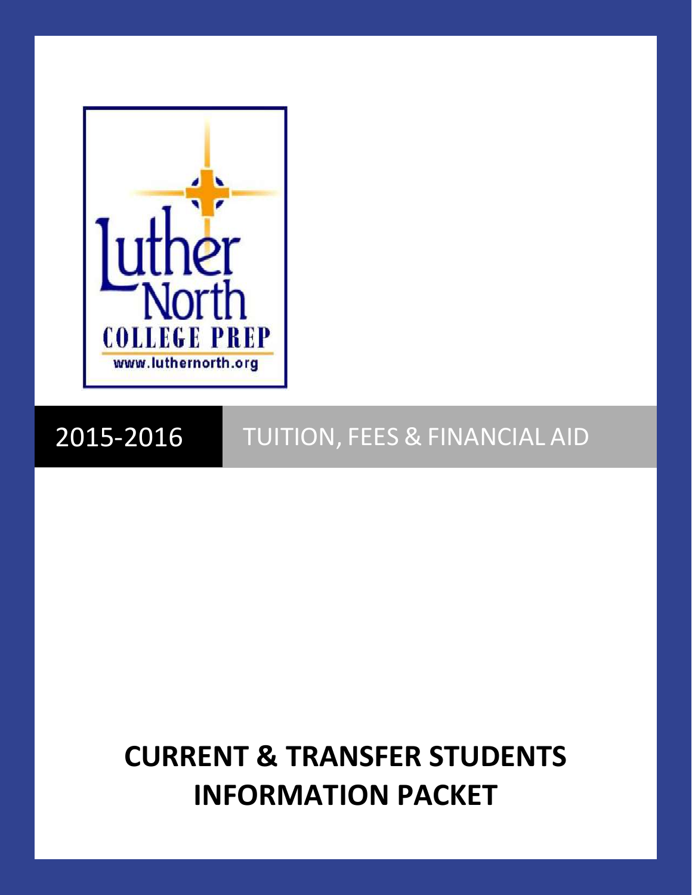Luther North

COLLEGE PREP

www.luthernorth.org

# 2015-2016 TUITION, FEES & FINANCIAL AID

# CURRENT & TRANSFER STUDENTS INFORMATION PACKET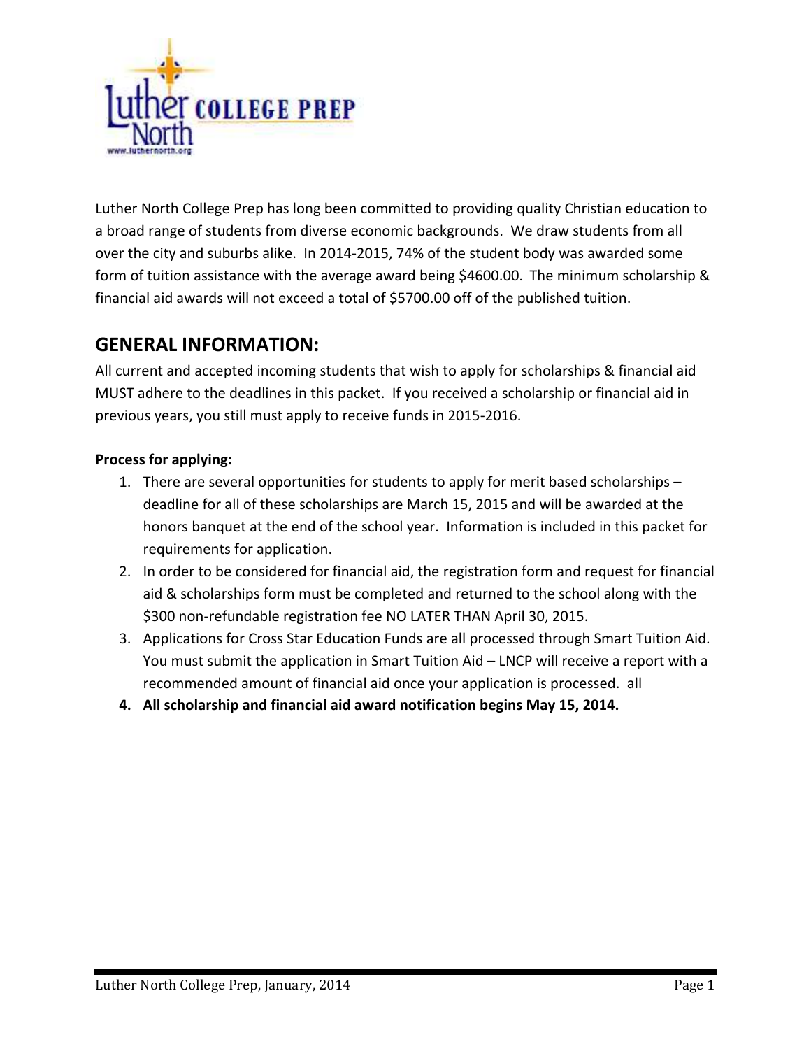Luther North College Prep has long been committed to providing quality Christian education to a broad range of students from diverse economic backgrounds. We draw students from all over the city and suburbs alike. In 2014-2015, 74% of the student body was awarded some form of tuition assistance with the average award being $4600.00. The minimum scholarship & financial aid awards will not exceed a total of $5700.00 off of the published tuition.

## GENERAL INFORMATION:

All current and accepted incoming students that wish to apply for scholarships & financial aid MUST adhere to the deadlines in this packet. If you received a scholarship or financial aid in previous years, you still must apply to receive funds in 2015-2016.

**Process for applying:**

1. There are several opportunities for students to apply for merit based scholarships – deadline for all of these scholarships are March 15, 2015 and will be awarded at the honors banquet at the end of the school year. Information is included in this packet for requirements for application.
2. In order to be considered for financial aid, the registration form and request for financial aid & scholarships form must be completed and returned to the school along with the $300 non-refundable registration fee NO LATER THAN April 30, 2015.
3. Applications for Cross Star Education Funds are all processed through Smart Tuition Aid. You must submit the application in Smart Tuition Aid – LNCP will receive a report with a recommended amount of financial aid once your application is processed. all
4. **All scholarship and financial aid award notification begins May 15, 2014.**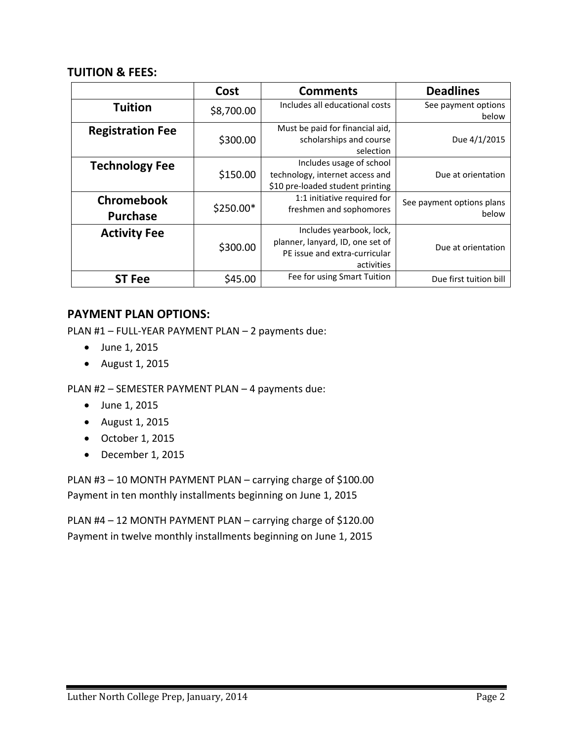## TUITION & FEES:

| | Cost | Comments | Deadlines |
|---|---|---|---|
| **Tuition** | $8,700.00 | Includes all educational costs | See payment options below |
| **Registration Fee** | $300.00 | Must be paid for financial aid, scholarships and course selection | Due 4/1/2015 |
| **Technology Fee** | $150.00 | Includes usage of school technology, internet access and $10 pre-loaded student printing | Due at orientation |
| **Chromebook Purchase** | $250.00* | 1:1 initiative required for freshmen and sophomores | See payment options plans below |
| **Activity Fee** | $300.00 | Includes yearbook, lock, planner, lanyard, ID, one set of PE issue and extra-curricular activities | Due at orientation |
| **ST Fee** | $45.00 | Fee for using Smart Tuition | Due first tuition bill |

## PAYMENT PLAN OPTIONS:

PLAN #1 – FULL-YEAR PAYMENT PLAN – 2 payments due:

- June 1, 2015
- August 1, 2015

PLAN #2 – SEMESTER PAYMENT PLAN – 4 payments due:

- June 1, 2015
- August 1, 2015
- October 1, 2015
- December 1, 2015

PLAN #3 – 10 MONTH PAYMENT PLAN – carrying charge of $100.00
Payment in ten monthly installments beginning on June 1, 2015

PLAN #4 – 12 MONTH PAYMENT PLAN – carrying charge of $120.00
Payment in twelve monthly installments beginning on June 1, 2015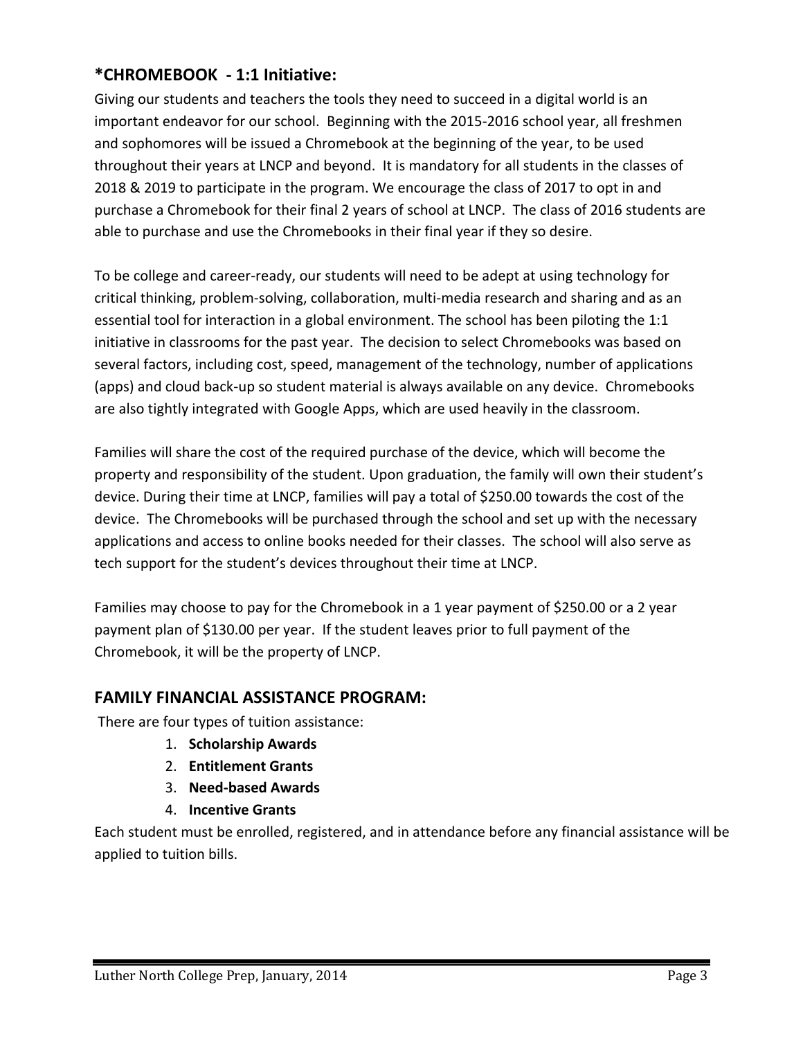## *CHROMEBOOK - 1:1 Initiative:

Giving our students and teachers the tools they need to succeed in a digital world is an important endeavor for our school. Beginning with the 2015-2016 school year, all freshmen and sophomores will be issued a Chromebook at the beginning of the year, to be used throughout their years at LNCP and beyond. It is mandatory for all students in the classes of 2018 & 2019 to participate in the program. We encourage the class of 2017 to opt in and purchase a Chromebook for their final 2 years of school at LNCP. The class of 2016 students are able to purchase and use the Chromebooks in their final year if they so desire.

To be college and career-ready, our students will need to be adept at using technology for critical thinking, problem-solving, collaboration, multi-media research and sharing and as an essential tool for interaction in a global environment. The school has been piloting the 1:1 initiative in classrooms for the past year. The decision to select Chromebooks was based on several factors, including cost, speed, management of the technology, number of applications (apps) and cloud back-up so student material is always available on any device. Chromebooks are also tightly integrated with Google Apps, which are used heavily in the classroom.

Families will share the cost of the required purchase of the device, which will become the property and responsibility of the student. Upon graduation, the family will own their student's device. During their time at LNCP, families will pay a total of $250.00 towards the cost of the device. The Chromebooks will be purchased through the school and set up with the necessary applications and access to online books needed for their classes. The school will also serve as tech support for the student's devices throughout their time at LNCP.

Families may choose to pay for the Chromebook in a 1 year payment of $250.00 or a 2 year payment plan of $130.00 per year. If the student leaves prior to full payment of the Chromebook, it will be the property of LNCP.

## FAMILY FINANCIAL ASSISTANCE PROGRAM:

There are four types of tuition assistance:

1. **Scholarship Awards**
2. **Entitlement Grants**
3. **Need-based Awards**
4. **Incentive Grants**

Each student must be enrolled, registered, and in attendance before any financial assistance will be applied to tuition bills.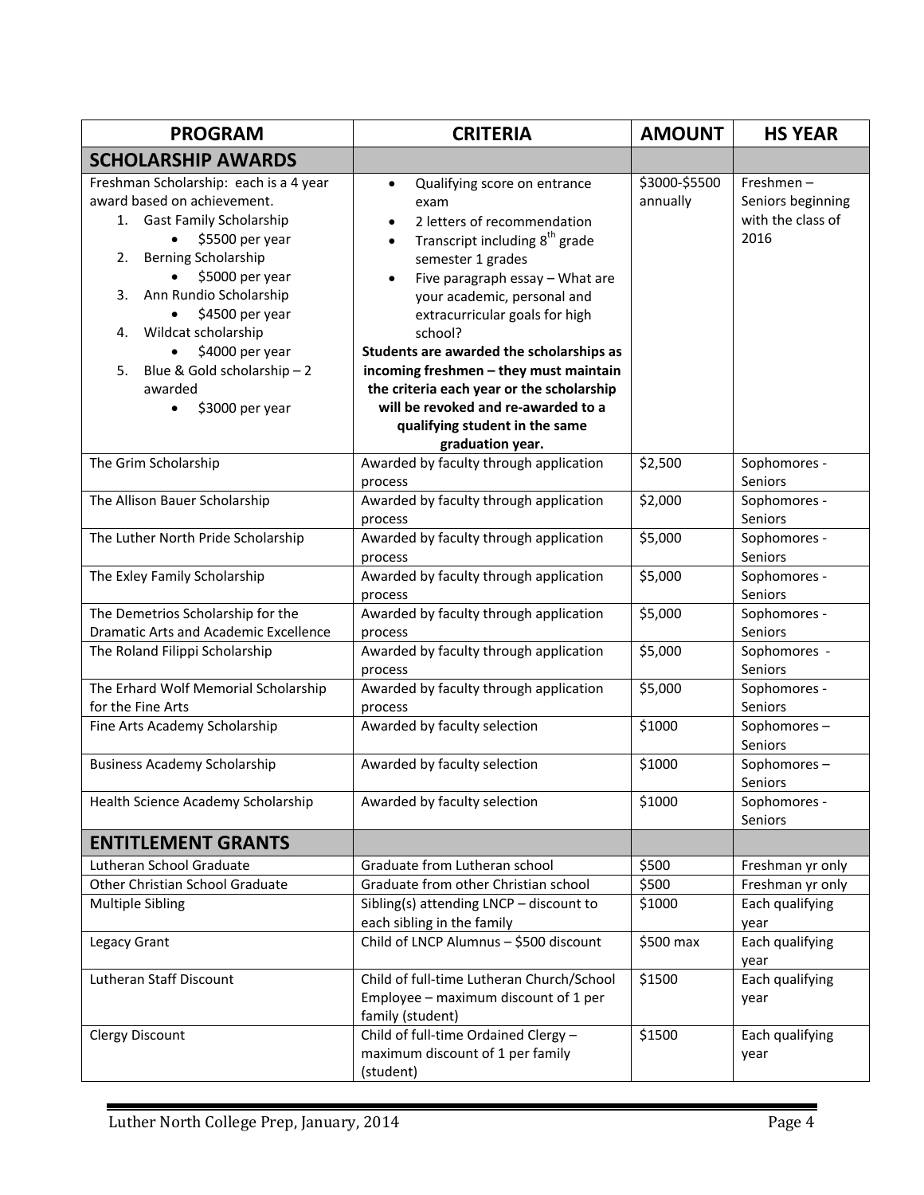| PROGRAM | CRITERIA | AMOUNT | HS YEAR |
|---|---|---|---|
| **SCHOLARSHIP AWARDS** | | | |
| Freshman Scholarship: each is a 4 year award based on achievement.<br>1. Gast Family Scholarship<br>• $5500 per year<br>2. Berning Scholarship<br>• $5000 per year<br>3. Ann Rundio Scholarship<br>• $4500 per year<br>4. Wildcat scholarship<br>• $4000 per year<br>5. Blue & Gold scholarship – 2 awarded<br>• $3000 per year | • Qualifying score on entrance exam<br>• 2 letters of recommendation<br>• Transcript including 8th grade semester 1 grades<br>• Five paragraph essay – What are your academic, personal and extracurricular goals for high school?<br>**Students are awarded the scholarships as incoming freshmen – they must maintain the criteria each year or the scholarship will be revoked and re-awarded to a qualifying student in the same graduation year.** | $3000-$5500 annually | Freshmen – Seniors beginning with the class of 2016 |
| The Grim Scholarship | Awarded by faculty through application process | $2,500 | Sophomores - Seniors |
| The Allison Bauer Scholarship | Awarded by faculty through application process | $2,000 | Sophomores - Seniors |
| The Luther North Pride Scholarship | Awarded by faculty through application process | $5,000 | Sophomores - Seniors |
| The Exley Family Scholarship | Awarded by faculty through application process | $5,000 | Sophomores - Seniors |
| The Demetrios Scholarship for the Dramatic Arts and Academic Excellence | Awarded by faculty through application process | $5,000 | Sophomores - Seniors |
| The Roland Filippi Scholarship | Awarded by faculty through application process | $5,000 | Sophomores - Seniors |
| The Erhard Wolf Memorial Scholarship for the Fine Arts | Awarded by faculty through application process | $5,000 | Sophomores - Seniors |
| Fine Arts Academy Scholarship | Awarded by faculty selection | $1000 | Sophomores – Seniors |
| Business Academy Scholarship | Awarded by faculty selection | $1000 | Sophomores – Seniors |
| Health Science Academy Scholarship | Awarded by faculty selection | $1000 | Sophomores - Seniors |
| **ENTITLEMENT GRANTS** | | | |
| Lutheran School Graduate | Graduate from Lutheran school | $500 | Freshman yr only |
| Other Christian School Graduate | Graduate from other Christian school | $500 | Freshman yr only |
| Multiple Sibling | Sibling(s) attending LNCP – discount to each sibling in the family | $1000 | Each qualifying year |
| Legacy Grant | Child of LNCP Alumnus – $500 discount | $500 max | Each qualifying year |
| Lutheran Staff Discount | Child of full-time Lutheran Church/School Employee – maximum discount of 1 per family (student) | $1500 | Each qualifying year |
| Clergy Discount | Child of full-time Ordained Clergy – maximum discount of 1 per family (student) | $1500 | Each qualifying year |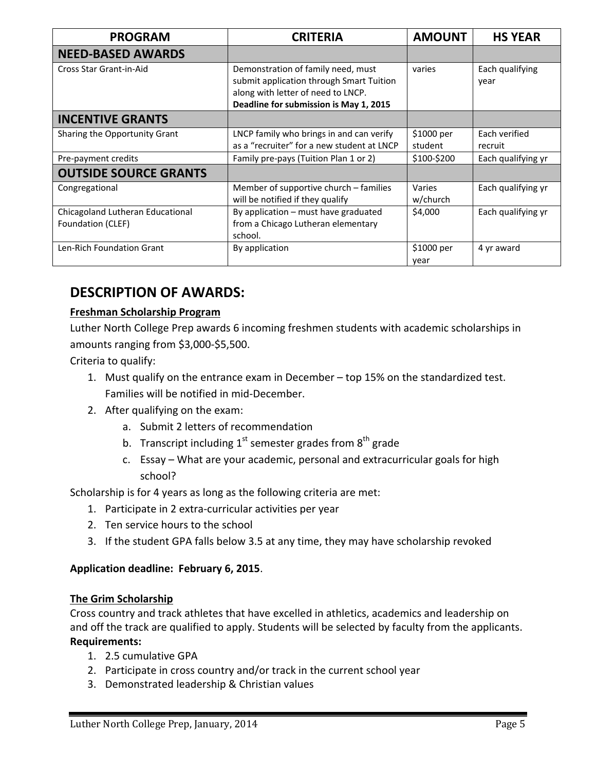| PROGRAM | CRITERIA | AMOUNT | HS YEAR |
|---|---|---|---|
| **NEED-BASED AWARDS** | | | |
| Cross Star Grant-in-Aid | Demonstration of family need, must submit application through Smart Tuition along with letter of need to LNCP. **Deadline for submission is May 1, 2015** | varies | Each qualifying year |
| **INCENTIVE GRANTS** | | | |
| Sharing the Opportunity Grant | LNCP family who brings in and can verify as a "recruiter" for a new student at LNCP | $1000 per student | Each verified recruit |
| Pre-payment credits | Family pre-pays (Tuition Plan 1 or 2) | $100-$200 | Each qualifying yr |
| **OUTSIDE SOURCE GRANTS** | | | |
| Congregational | Member of supportive church – families will be notified if they qualify | Varies w/church | Each qualifying yr |
| Chicagoland Lutheran Educational Foundation (CLEF) | By application – must have graduated from a Chicago Lutheran elementary school. | $4,000 | Each qualifying yr |
| Len-Rich Foundation Grant | By application | $1000 per year | 4 yr award |

## DESCRIPTION OF AWARDS:

### Freshman Scholarship Program

Luther North College Prep awards 6 incoming freshmen students with academic scholarships in amounts ranging from $3,000-$5,500.

Criteria to qualify:

1. Must qualify on the entrance exam in December – top 15% on the standardized test. Families will be notified in mid-December.
2. After qualifying on the exam:
   a. Submit 2 letters of recommendation
   b. Transcript including 1st semester grades from 8th grade
   c. Essay – What are your academic, personal and extracurricular goals for high school?

Scholarship is for 4 years as long as the following criteria are met:

1. Participate in 2 extra-curricular activities per year
2. Ten service hours to the school
3. If the student GPA falls below 3.5 at any time, they may have scholarship revoked

**Application deadline: February 6, 2015**.

### The Grim Scholarship

Cross country and track athletes that have excelled in athletics, academics and leadership on and off the track are qualified to apply. Students will be selected by faculty from the applicants.

**Requirements:**

1. 2.5 cumulative GPA
2. Participate in cross country and/or track in the current school year
3. Demonstrated leadership & Christian values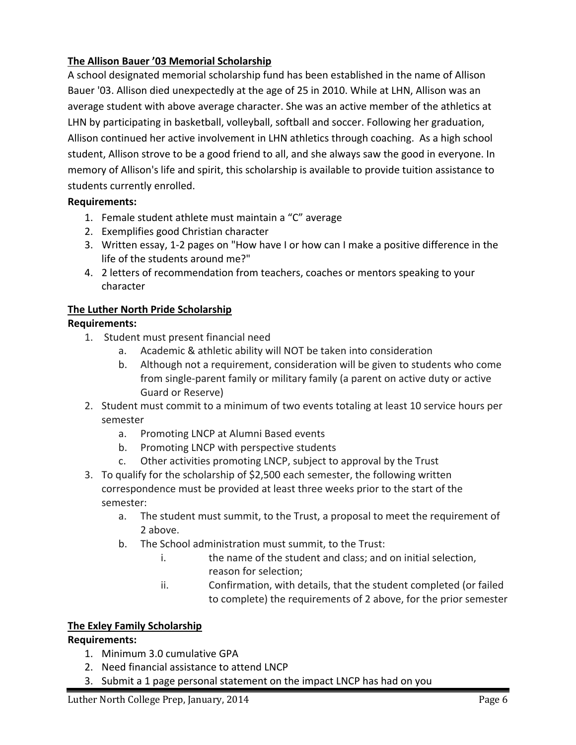**The Allison Bauer '03 Memorial Scholarship**

A school designated memorial scholarship fund has been established in the name of Allison Bauer '03. Allison died unexpectedly at the age of 25 in 2010. While at LHN, Allison was an average student with above average character. She was an active member of the athletics at LHN by participating in basketball, volleyball, softball and soccer. Following her graduation, Allison continued her active involvement in LHN athletics through coaching. As a high school student, Allison strove to be a good friend to all, and she always saw the good in everyone. In memory of Allison's life and spirit, this scholarship is available to provide tuition assistance to students currently enrolled.

**Requirements:**

1. Female student athlete must maintain a "C" average
2. Exemplifies good Christian character
3. Written essay, 1-2 pages on "How have I or how can I make a positive difference in the life of the students around me?"
4. 2 letters of recommendation from teachers, coaches or mentors speaking to your character

**The Luther North Pride Scholarship**

**Requirements:**

1. Student must present financial need
   a. Academic & athletic ability will NOT be taken into consideration
   b. Although not a requirement, consideration will be given to students who come from single-parent family or military family (a parent on active duty or active Guard or Reserve)
2. Student must commit to a minimum of two events totaling at least 10 service hours per semester
   a. Promoting LNCP at Alumni Based events
   b. Promoting LNCP with perspective students
   c. Other activities promoting LNCP, subject to approval by the Trust
3. To qualify for the scholarship of $2,500 each semester, the following written correspondence must be provided at least three weeks prior to the start of the semester:
   a. The student must summit, to the Trust, a proposal to meet the requirement of 2 above.
   b. The School administration must summit, to the Trust:
      i. the name of the student and class; and on initial selection, reason for selection;
      ii. Confirmation, with details, that the student completed (or failed to complete) the requirements of 2 above, for the prior semester

**The Exley Family Scholarship**

**Requirements:**

1. Minimum 3.0 cumulative GPA
2. Need financial assistance to attend LNCP
3. Submit a 1 page personal statement on the impact LNCP has had on you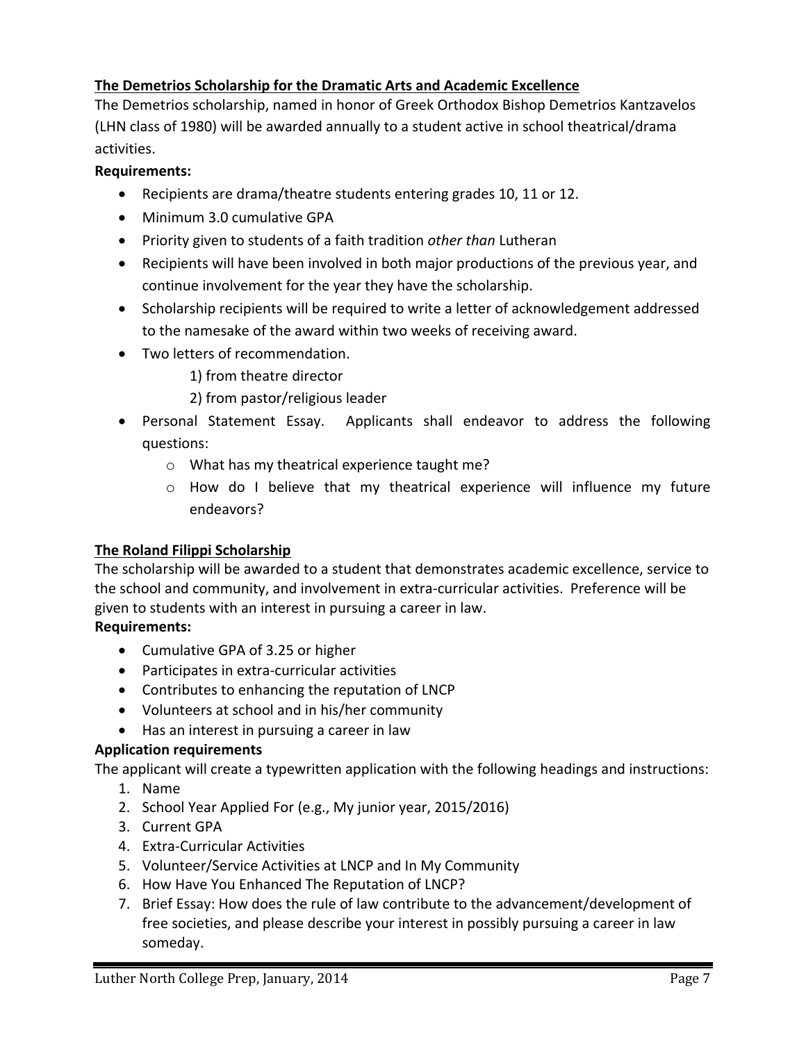### **The Demetrios Scholarship for the Dramatic Arts and Academic Excellence**

The Demetrios scholarship, named in honor of Greek Orthodox Bishop Demetrios Kantzavelos (LHN class of 1980) will be awarded annually to a student active in school theatrical/drama activities.

**Requirements:**

- Recipients are drama/theatre students entering grades 10, 11 or 12.
- Minimum 3.0 cumulative GPA
- Priority given to students of a faith tradition *other than* Lutheran
- Recipients will have been involved in both major productions of the previous year, and continue involvement for the year they have the scholarship.
- Scholarship recipients will be required to write a letter of acknowledgement addressed to the namesake of the award within two weeks of receiving award.
- Two letters of recommendation.
  1) from theatre director
  2) from pastor/religious leader
- Personal Statement Essay. Applicants shall endeavor to address the following questions:
  - What has my theatrical experience taught me?
  - How do I believe that my theatrical experience will influence my future endeavors?

### **The Roland Filippi Scholarship**

The scholarship will be awarded to a student that demonstrates academic excellence, service to the school and community, and involvement in extra-curricular activities. Preference will be given to students with an interest in pursuing a career in law.

**Requirements:**

- Cumulative GPA of 3.25 or higher
- Participates in extra-curricular activities
- Contributes to enhancing the reputation of LNCP
- Volunteers at school and in his/her community
- Has an interest in pursuing a career in law

**Application requirements**

The applicant will create a typewritten application with the following headings and instructions:

1. Name
2. School Year Applied For (e.g., My junior year, 2015/2016)
3. Current GPA
4. Extra-Curricular Activities
5. Volunteer/Service Activities at LNCP and In My Community
6. How Have You Enhanced The Reputation of LNCP?
7. Brief Essay: How does the rule of law contribute to the advancement/development of free societies, and please describe your interest in possibly pursuing a career in law someday.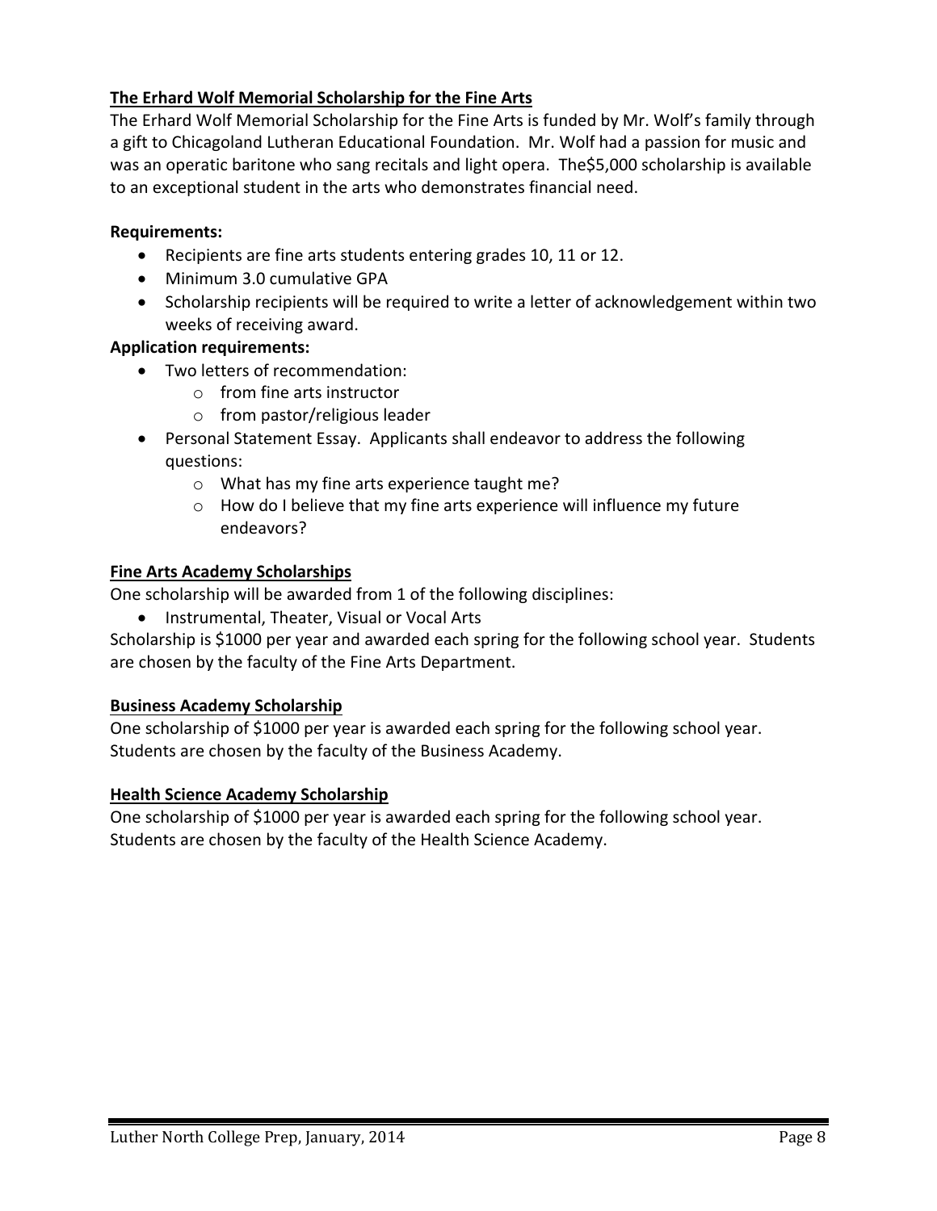**The Erhard Wolf Memorial Scholarship for the Fine Arts**

The Erhard Wolf Memorial Scholarship for the Fine Arts is funded by Mr. Wolf's family through a gift to Chicagoland Lutheran Educational Foundation. Mr. Wolf had a passion for music and was an operatic baritone who sang recitals and light opera. The$5,000 scholarship is available to an exceptional student in the arts who demonstrates financial need.

**Requirements:**

- Recipients are fine arts students entering grades 10, 11 or 12.
- Minimum 3.0 cumulative GPA
- Scholarship recipients will be required to write a letter of acknowledgement within two weeks of receiving award.

**Application requirements:**

- Two letters of recommendation:
  - from fine arts instructor
  - from pastor/religious leader
- Personal Statement Essay. Applicants shall endeavor to address the following questions:
  - What has my fine arts experience taught me?
  - How do I believe that my fine arts experience will influence my future endeavors?

**Fine Arts Academy Scholarships**

One scholarship will be awarded from 1 of the following disciplines:

- Instrumental, Theater, Visual or Vocal Arts

Scholarship is $1000 per year and awarded each spring for the following school year. Students are chosen by the faculty of the Fine Arts Department.

**Business Academy Scholarship**

One scholarship of $1000 per year is awarded each spring for the following school year. Students are chosen by the faculty of the Business Academy.

**Health Science Academy Scholarship**

One scholarship of $1000 per year is awarded each spring for the following school year. Students are chosen by the faculty of the Health Science Academy.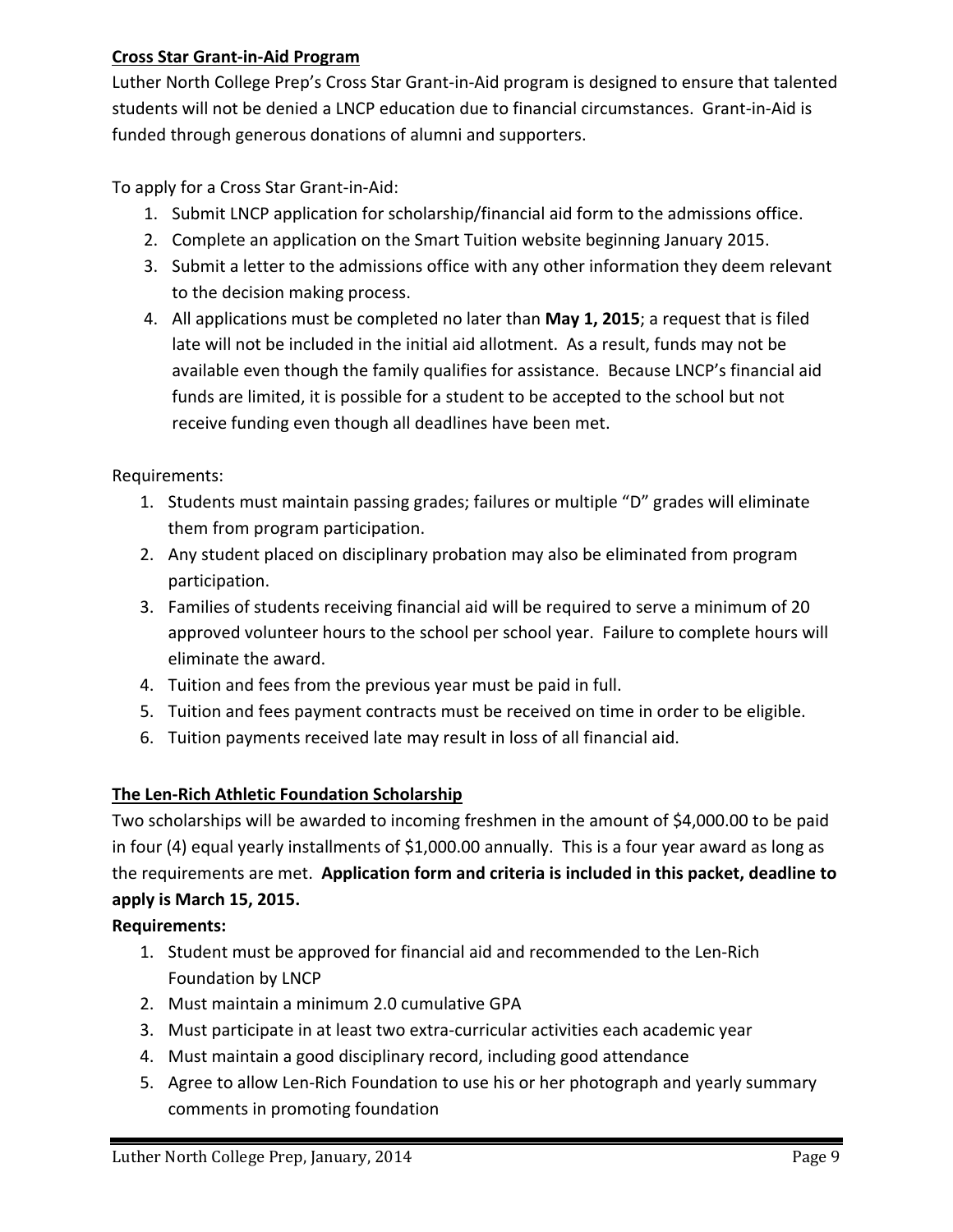**Cross Star Grant-in-Aid Program**

Luther North College Prep's Cross Star Grant-in-Aid program is designed to ensure that talented students will not be denied a LNCP education due to financial circumstances. Grant-in-Aid is funded through generous donations of alumni and supporters.

To apply for a Cross Star Grant-in-Aid:

1. Submit LNCP application for scholarship/financial aid form to the admissions office.
2. Complete an application on the Smart Tuition website beginning January 2015.
3. Submit a letter to the admissions office with any other information they deem relevant to the decision making process.
4. All applications must be completed no later than **May 1, 2015**; a request that is filed late will not be included in the initial aid allotment. As a result, funds may not be available even though the family qualifies for assistance. Because LNCP's financial aid funds are limited, it is possible for a student to be accepted to the school but not receive funding even though all deadlines have been met.

Requirements:

1. Students must maintain passing grades; failures or multiple "D" grades will eliminate them from program participation.
2. Any student placed on disciplinary probation may also be eliminated from program participation.
3. Families of students receiving financial aid will be required to serve a minimum of 20 approved volunteer hours to the school per school year. Failure to complete hours will eliminate the award.
4. Tuition and fees from the previous year must be paid in full.
5. Tuition and fees payment contracts must be received on time in order to be eligible.
6. Tuition payments received late may result in loss of all financial aid.

**The Len-Rich Athletic Foundation Scholarship**

Two scholarships will be awarded to incoming freshmen in the amount of $4,000.00 to be paid in four (4) equal yearly installments of $1,000.00 annually. This is a four year award as long as the requirements are met. **Application form and criteria is included in this packet, deadline to apply is March 15, 2015.**

**Requirements:**

1. Student must be approved for financial aid and recommended to the Len-Rich Foundation by LNCP
2. Must maintain a minimum 2.0 cumulative GPA
3. Must participate in at least two extra-curricular activities each academic year
4. Must maintain a good disciplinary record, including good attendance
5. Agree to allow Len-Rich Foundation to use his or her photograph and yearly summary comments in promoting foundation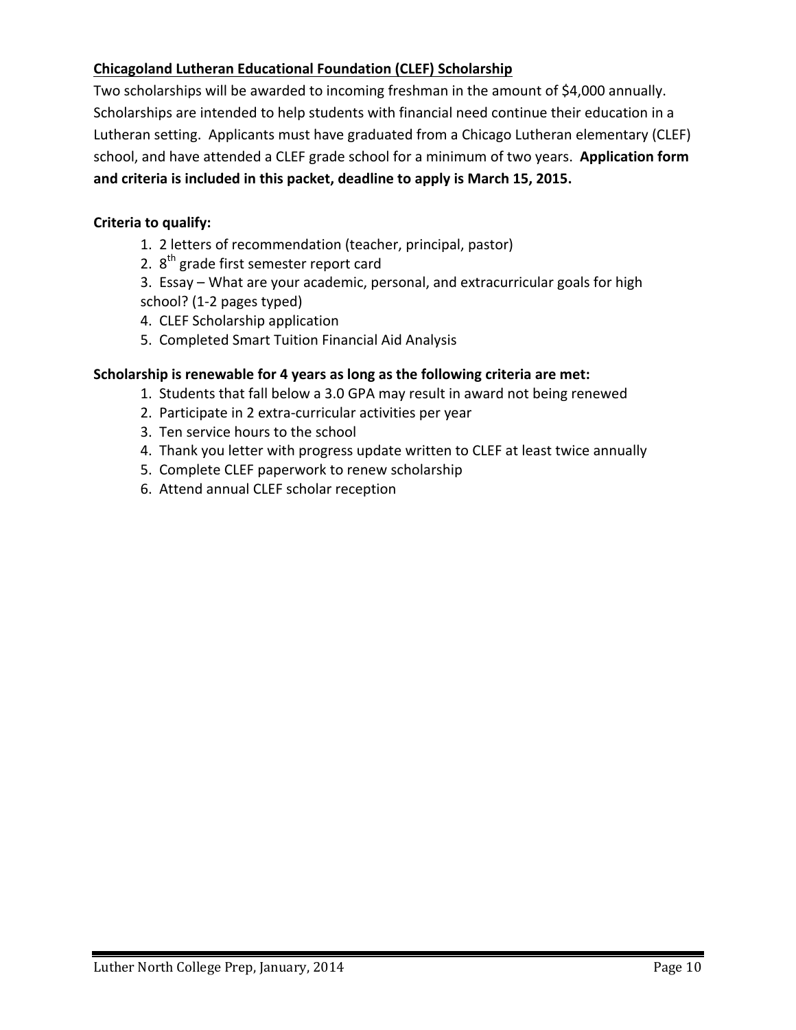**Chicagoland Lutheran Educational Foundation (CLEF) Scholarship**

Two scholarships will be awarded to incoming freshman in the amount of $4,000 annually. Scholarships are intended to help students with financial need continue their education in a Lutheran setting. Applicants must have graduated from a Chicago Lutheran elementary (CLEF) school, and have attended a CLEF grade school for a minimum of two years. **Application form and criteria is included in this packet, deadline to apply is March 15, 2015.**

**Criteria to qualify:**

1. 2 letters of recommendation (teacher, principal, pastor)
2. 8th grade first semester report card
3. Essay – What are your academic, personal, and extracurricular goals for high school? (1-2 pages typed)
4. CLEF Scholarship application
5. Completed Smart Tuition Financial Aid Analysis

**Scholarship is renewable for 4 years as long as the following criteria are met:**

1. Students that fall below a 3.0 GPA may result in award not being renewed
2. Participate in 2 extra-curricular activities per year
3. Ten service hours to the school
4. Thank you letter with progress update written to CLEF at least twice annually
5. Complete CLEF paperwork to renew scholarship
6. Attend annual CLEF scholar reception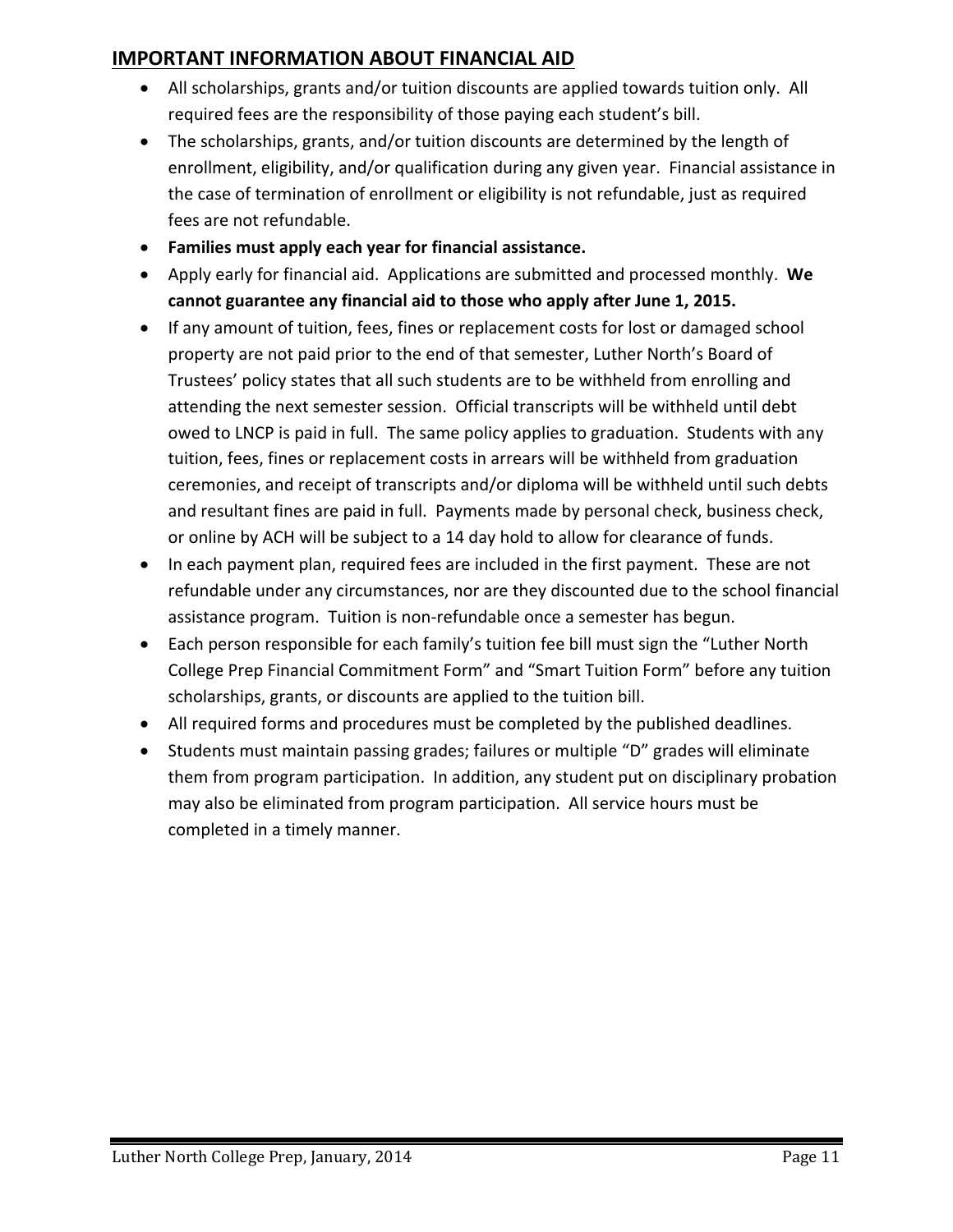## IMPORTANT INFORMATION ABOUT FINANCIAL AID

- All scholarships, grants and/or tuition discounts are applied towards tuition only. All required fees are the responsibility of those paying each student's bill.
- The scholarships, grants, and/or tuition discounts are determined by the length of enrollment, eligibility, and/or qualification during any given year. Financial assistance in the case of termination of enrollment or eligibility is not refundable, just as required fees are not refundable.
- **Families must apply each year for financial assistance.**
- Apply early for financial aid. Applications are submitted and processed monthly. **We cannot guarantee any financial aid to those who apply after June 1, 2015.**
- If any amount of tuition, fees, fines or replacement costs for lost or damaged school property are not paid prior to the end of that semester, Luther North's Board of Trustees' policy states that all such students are to be withheld from enrolling and attending the next semester session. Official transcripts will be withheld until debt owed to LNCP is paid in full. The same policy applies to graduation. Students with any tuition, fees, fines or replacement costs in arrears will be withheld from graduation ceremonies, and receipt of transcripts and/or diploma will be withheld until such debts and resultant fines are paid in full. Payments made by personal check, business check, or online by ACH will be subject to a 14 day hold to allow for clearance of funds.
- In each payment plan, required fees are included in the first payment. These are not refundable under any circumstances, nor are they discounted due to the school financial assistance program. Tuition is non-refundable once a semester has begun.
- Each person responsible for each family's tuition fee bill must sign the "Luther North College Prep Financial Commitment Form" and "Smart Tuition Form" before any tuition scholarships, grants, or discounts are applied to the tuition bill.
- All required forms and procedures must be completed by the published deadlines.
- Students must maintain passing grades; failures or multiple "D" grades will eliminate them from program participation. In addition, any student put on disciplinary probation may also be eliminated from program participation. All service hours must be completed in a timely manner.